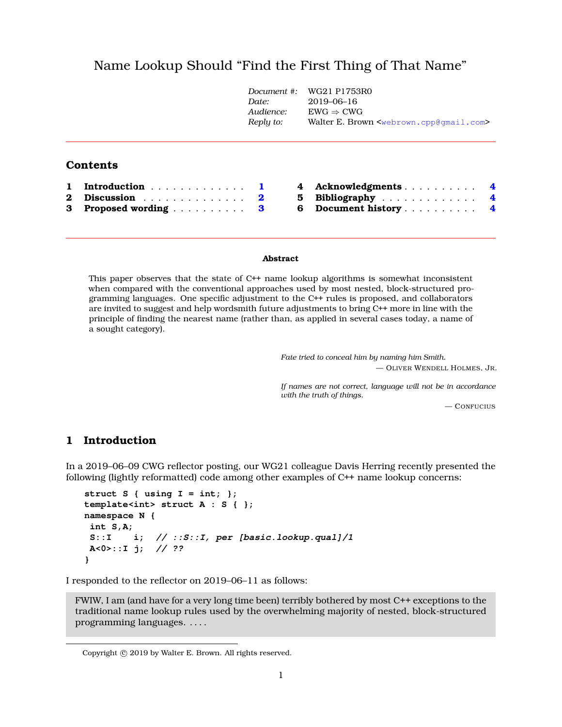# Name Lookup Should "Find the First Thing of That Name"

| | |
|---|---|
| *Document #:* | WG21 P1753R0 |
| *Date:* | 2019–06–16 |
| *Audience:* | EWG ⇒ CWG |
| *Reply to:* | Walter E. Brown <webrown.cpp@gmail.com> |

## Contents

1 **Introduction** . . . . . . . . . . . . . 1
2 **Discussion** . . . . . . . . . . . . . . 2
3 **Proposed wording** . . . . . . . . . . 3
4 **Acknowledgments** . . . . . . . . . . 4
5 **Bibliography** . . . . . . . . . . . . . 4
6 **Document history** . . . . . . . . . . 4

**Abstract**

This paper observes that the state of C++ name lookup algorithms is somewhat inconsistent when compared with the conventional approaches used by most nested, block-structured programming languages. One specific adjustment to the C++ rules is proposed, and collaborators are invited to suggest and help wordsmith future adjustments to bring C++ more in line with the principle of finding the nearest name (rather than, as applied in several cases today, a name of a sought category).

> *Fate tried to conceal him by naming him Smith.*
> — Oliver Wendell Holmes, Jr.

> *If names are not correct, language will not be in accordance with the truth of things.*
> — Confucius

## 1 Introduction

In a 2019–06–09 CWG reflector posting, our WG21 colleague Davis Herring recently presented the following (lightly reformatted) code among other examples of C++ name lookup concerns:

```
struct S { using I = int; };
template<int> struct A : S { };
namespace N {
 int S,A;
 S::I    i;  // ::S::I, per [basic.lookup.qual]/1
 A<0>::I j;  // ??
}
```

I responded to the reflector on 2019–06–11 as follows:

> FWIW, I am (and have for a very long time been) terribly bothered by most C++ exceptions to the traditional name lookup rules used by the overwhelming majority of nested, block-structured programming languages. . . . .

Copyright © 2019 by Walter E. Brown. All rights reserved.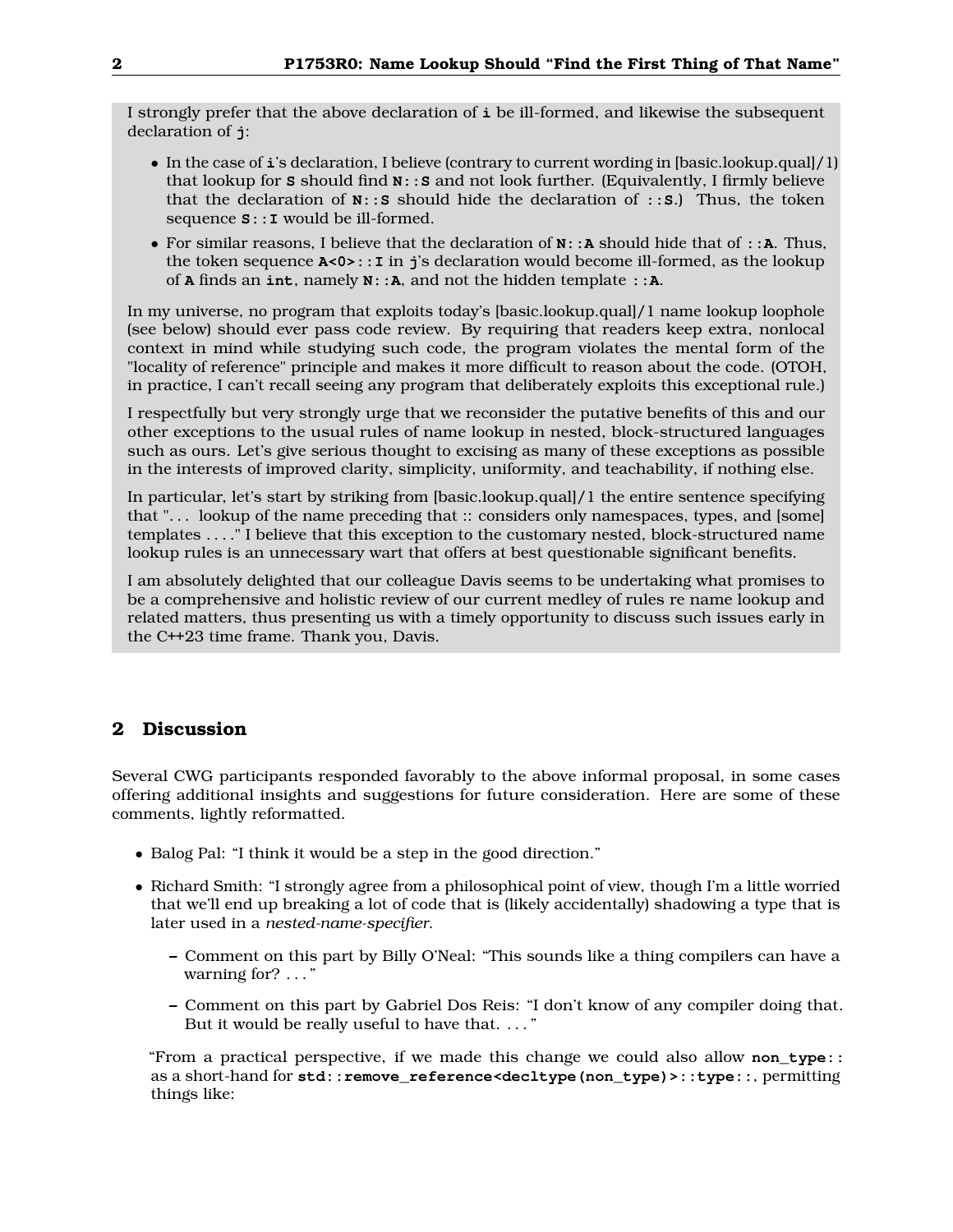I strongly prefer that the above declaration of **i** be ill-formed, and likewise the subsequent declaration of **j**:

- In the case of **i**'s declaration, I believe (contrary to current wording in [basic.lookup.qual]/1) that lookup for **S** should find **N::S** and not look further. (Equivalently, I firmly believe that the declaration of **N::S** should hide the declaration of **::S**.) Thus, the token sequence **S::I** would be ill-formed.
- For similar reasons, I believe that the declaration of **N::A** should hide that of **::A**. Thus, the token sequence **A<0>::I** in **j**'s declaration would become ill-formed, as the lookup of **A** finds an **int**, namely **N::A**, and not the hidden template **::A**.

In my universe, no program that exploits today's [basic.lookup.qual]/1 name lookup loophole (see below) should ever pass code review. By requiring that readers keep extra, nonlocal context in mind while studying such code, the program violates the mental form of the "locality of reference" principle and makes it more difficult to reason about the code. (OTOH, in practice, I can't recall seeing any program that deliberately exploits this exceptional rule.)

I respectfully but very strongly urge that we reconsider the putative benefits of this and our other exceptions to the usual rules of name lookup in nested, block-structured languages such as ours. Let's give serious thought to excising as many of these exceptions as possible in the interests of improved clarity, simplicity, uniformity, and teachability, if nothing else.

In particular, let's start by striking from [basic.lookup.qual]/1 the entire sentence specifying that "... lookup of the name preceding that :: considers only namespaces, types, and [some] templates ...." I believe that this exception to the customary nested, block-structured name lookup rules is an unnecessary wart that offers at best questionable significant benefits.

I am absolutely delighted that our colleague Davis seems to be undertaking what promises to be a comprehensive and holistic review of our current medley of rules re name lookup and related matters, thus presenting us with a timely opportunity to discuss such issues early in the C++23 time frame. Thank you, Davis.

## 2 Discussion

Several CWG participants responded favorably to the above informal proposal, in some cases offering additional insights and suggestions for future consideration. Here are some of these comments, lightly reformatted.

- Balog Pal: "I think it would be a step in the good direction."
- Richard Smith: "I strongly agree from a philosophical point of view, though I'm a little worried that we'll end up breaking a lot of code that is (likely accidentally) shadowing a type that is later used in a *nested-name-specifier*.
  - Comment on this part by Billy O'Neal: "This sounds like a thing compilers can have a warning for? ..."
  - Comment on this part by Gabriel Dos Reis: "I don't know of any compiler doing that. But it would be really useful to have that. ..."

  "From a practical perspective, if we made this change we could also allow **non_type::** as a short-hand for **std::remove_reference<decltype(non_type)>::type::**, permitting things like: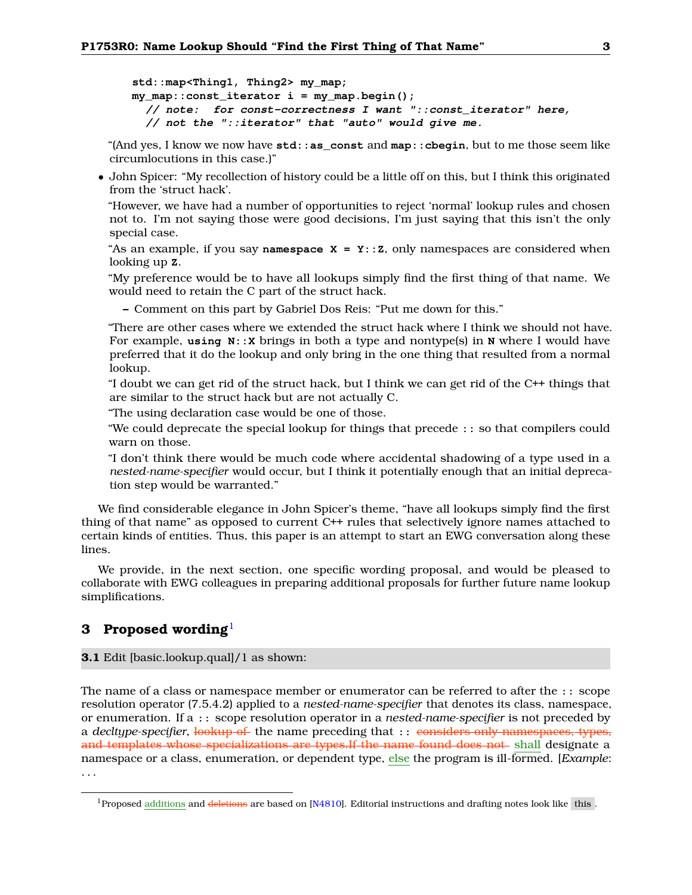```
std::map<Thing1, Thing2> my_map;
my_map::const_iterator i = my_map.begin();
  // note:  for const-correctness I want "::const_iterator" here,
  // not the "::iterator" that "auto" would give me.
```

"(And yes, I know we now have **std::as_const** and **map::cbegin**, but to me those seem like circumlocutions in this case.)"

- John Spicer: "My recollection of history could be a little off on this, but I think this originated from the 'struct hack'.

  "However, we have had a number of opportunities to reject 'normal' lookup rules and chosen not to. I'm not saying those were good decisions, I'm just saying that this isn't the only special case.

  "As an example, if you say **namespace X = Y::Z**, only namespaces are considered when looking up **Z**.

  "My preference would be to have all lookups simply find the first thing of that name. We would need to retain the C part of the struct hack.

  - Comment on this part by Gabriel Dos Reis: "Put me down for this."

  "There are other cases where we extended the struct hack where I think we should not have. For example, **using N::X** brings in both a type and nontype(s) in **N** where I would have preferred that it do the lookup and only bring in the one thing that resulted from a normal lookup.

  "I doubt we can get rid of the struct hack, but I think we can get rid of the C++ things that are similar to the struct hack but are not actually C.

  "The using declaration case would be one of those.

  "We could deprecate the special lookup for things that precede `::` so that compilers could warn on those.

  "I don't think there would be much code where accidental shadowing of a type used in a *nested-name-specifier* would occur, but I think it potentially enough that an initial deprecation step would be warranted."

We find considerable elegance in John Spicer's theme, "have all lookups simply find the first thing of that name" as opposed to current C++ rules that selectively ignore names attached to certain kinds of entities. Thus, this paper is an attempt to start an EWG conversation along these lines.

We provide, in the next section, one specific wording proposal, and would be pleased to collaborate with EWG colleagues in preparing additional proposals for further future name lookup simplifications.

## 3 Proposed wording[1]

**3.1** Edit [basic.lookup.qual]/1 as shown:

The name of a class or namespace member or enumerator can be referred to after the `::` scope resolution operator (7.5.4.2) applied to a *nested-name-specifier* that denotes its class, namespace, or enumeration. If a `::` scope resolution operator in a *nested-name-specifier* is not preceded by a *decltype-specifier*, ~~lookup of~~ the name preceding that `::` ~~considers only namespaces, types, and templates whose specializations are types.If the name found does not~~ shall designate a namespace or a class, enumeration, or dependent type, else the program is ill-formed. [*Example*: . . .

[1] Proposed additions and ~~deletions~~ are based on [N4810]. Editorial instructions and drafting notes look like this.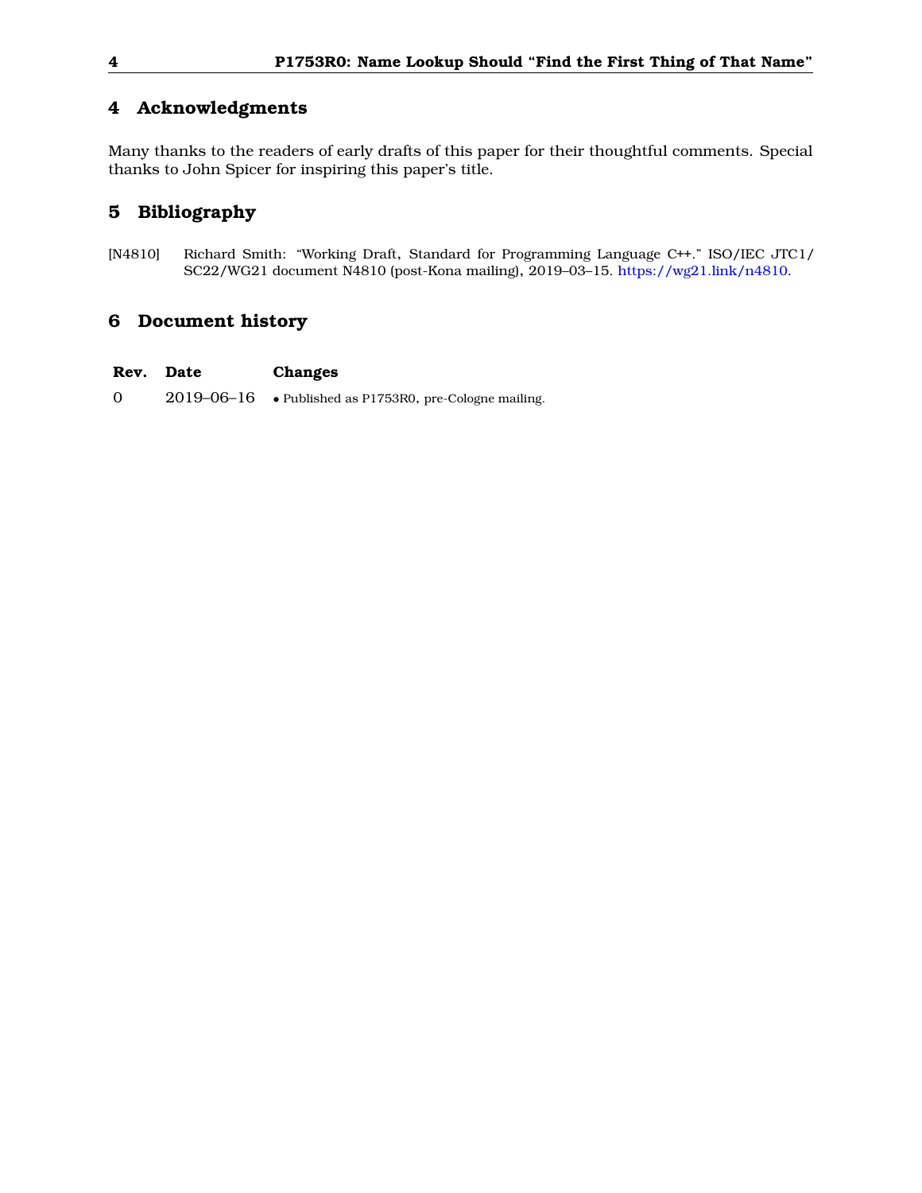## 4 Acknowledgments

Many thanks to the readers of early drafts of this paper for their thoughtful comments. Special thanks to John Spicer for inspiring this paper's title.

## 5 Bibliography

[N4810] Richard Smith: "Working Draft, Standard for Programming Language C++." ISO/IEC JTC1/SC22/WG21 document N4810 (post-Kona mailing), 2019–03–15. https://wg21.link/n4810.

## 6 Document history

| Rev. | Date | Changes |
|---|---|---|
| 0 | 2019–06–16 | • Published as P1753R0, pre-Cologne mailing. |